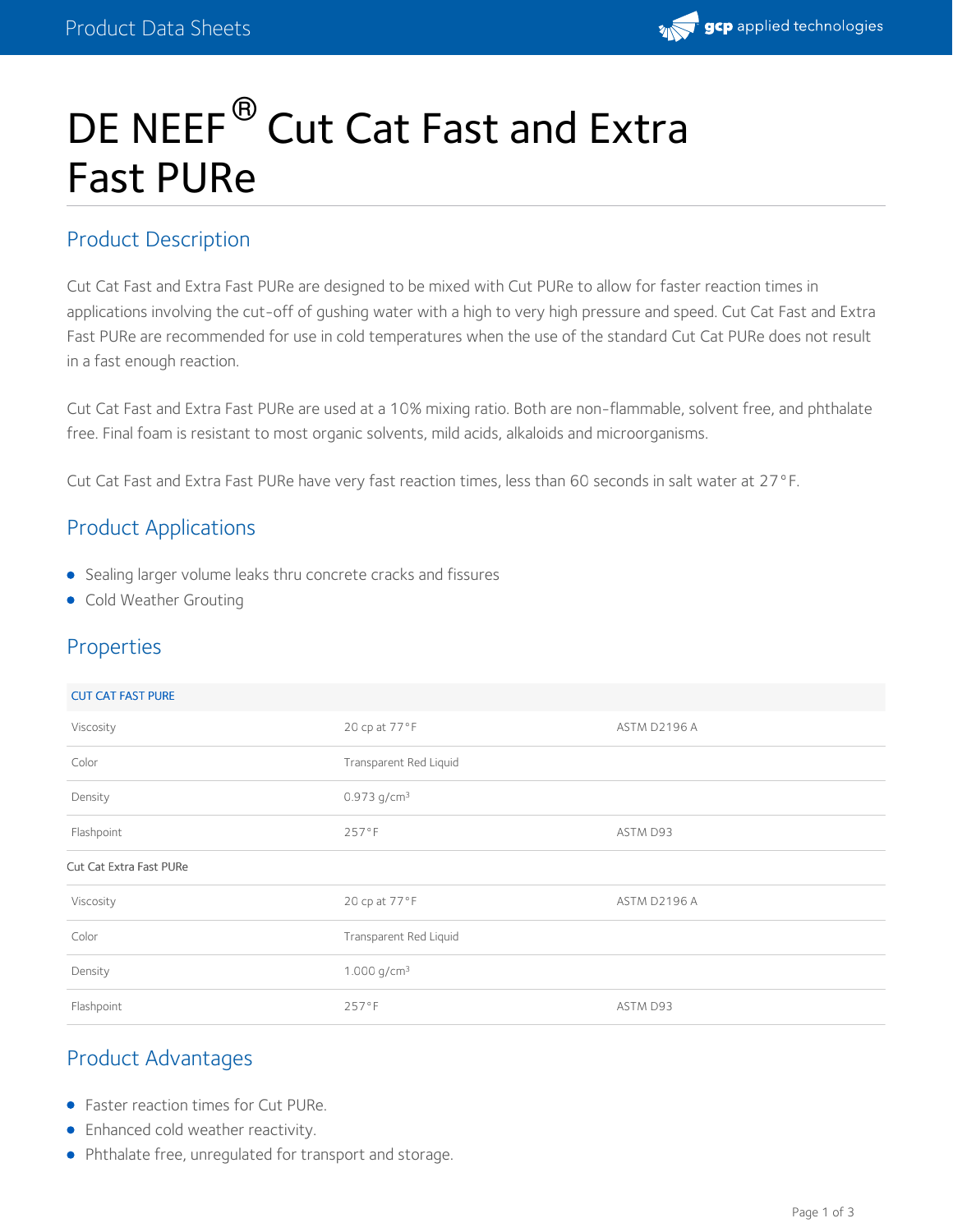# DE NEEF® Cut Cat Fast and Extra Fast PURe

## Product Description

Cut Cat Fast and Extra Fast PURe are designed to be mixed with Cut PURe to allow for faster reaction times in applications involving the cut-off of gushing water with a high to very high pressure and speed. Cut Cat Fast and Extra Fast PURe are recommended for use in cold temperatures when the use of the standard Cut Cat PURe does not result in a fast enough reaction.

Cut Cat Fast and Extra Fast PURe are used at a 10% mixing ratio. Both are non-flammable, solvent free, and phthalate free. Final foam is resistant to most organic solvents, mild acids, alkaloids and microorganisms.

Cut Cat Fast and Extra Fast PURe have very fast reaction times, less than 60 seconds in salt water at 27°F.

## Product Applications

- Sealing larger volume leaks thru concrete cracks and fissures
- Cold Weather Grouting

## Properties

| CUT CAT FAST PURE | | |
|---|---|---|
| Viscosity | 20 cp at 77°F | ASTM D2196 A |
| Color | Transparent Red Liquid | |
| Density | 0.973 g/cm³ | |
| Flashpoint | 257°F | ASTM D93 |
| Cut Cat Extra Fast PURe | | |
| Viscosity | 20 cp at 77°F | ASTM D2196 A |
| Color | Transparent Red Liquid | |
| Density | 1.000 g/cm³ | |
| Flashpoint | 257°F | ASTM D93 |

## Product Advantages

- Faster reaction times for Cut PURe.
- Enhanced cold weather reactivity.
- Phthalate free, unregulated for transport and storage.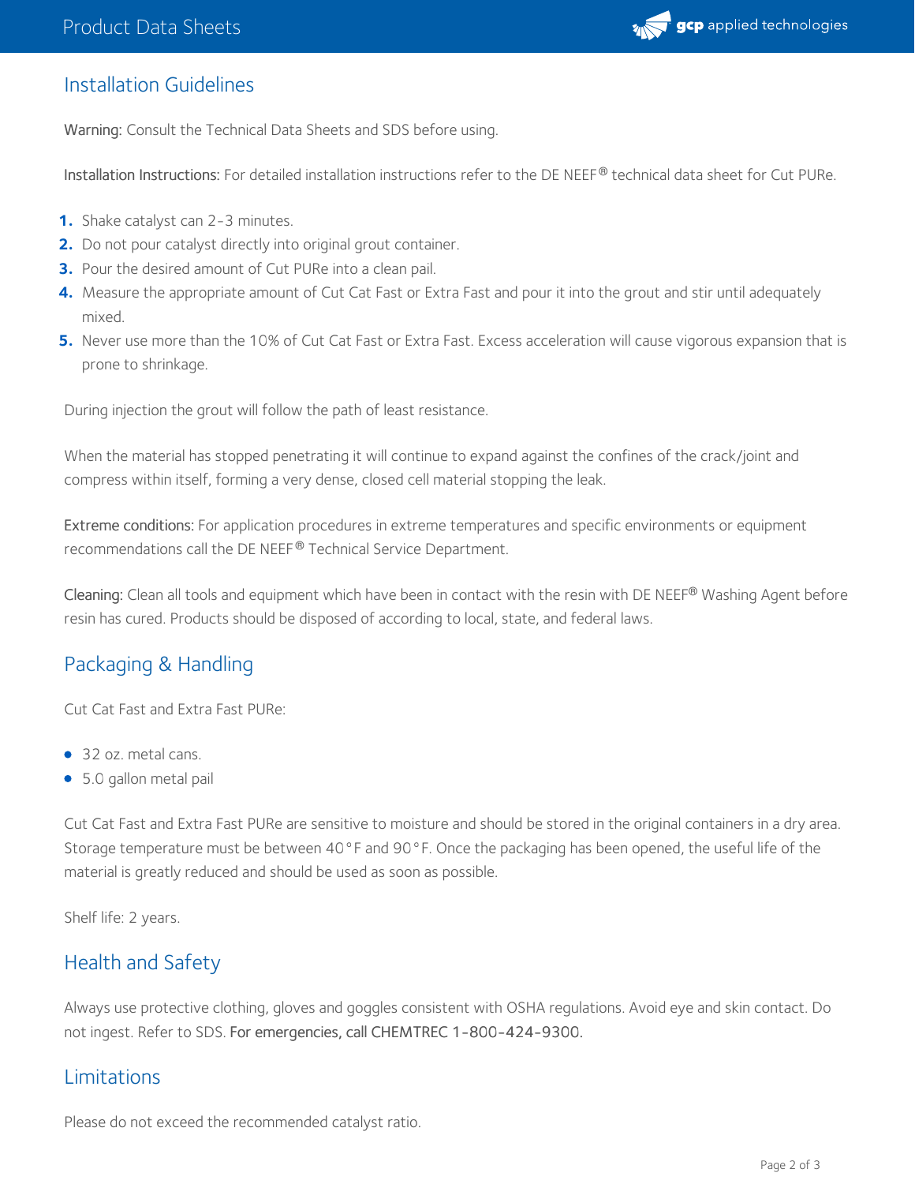## Installation Guidelines

**Warning:** Consult the Technical Data Sheets and SDS before using.

**Installation Instructions:** For detailed installation instructions refer to the DE NEEF® technical data sheet for Cut PURe.

1. Shake catalyst can 2-3 minutes.
2. Do not pour catalyst directly into original grout container.
3. Pour the desired amount of Cut PURe into a clean pail.
4. Measure the appropriate amount of Cut Cat Fast or Extra Fast and pour it into the grout and stir until adequately mixed.
5. Never use more than the 10% of Cut Cat Fast or Extra Fast. Excess acceleration will cause vigorous expansion that is prone to shrinkage.

During injection the grout will follow the path of least resistance.

When the material has stopped penetrating it will continue to expand against the confines of the crack/joint and compress within itself, forming a very dense, closed cell material stopping the leak.

**Extreme conditions:** For application procedures in extreme temperatures and specific environments or equipment recommendations call the DE NEEF® Technical Service Department.

**Cleaning:** Clean all tools and equipment which have been in contact with the resin with DE NEEF® Washing Agent before resin has cured. Products should be disposed of according to local, state, and federal laws.

## Packaging & Handling

Cut Cat Fast and Extra Fast PURe:

- 32 oz. metal cans.
- 5.0 gallon metal pail

Cut Cat Fast and Extra Fast PURe are sensitive to moisture and should be stored in the original containers in a dry area. Storage temperature must be between 40°F and 90°F. Once the packaging has been opened, the useful life of the material is greatly reduced and should be used as soon as possible.

Shelf life: 2 years.

## Health and Safety

Always use protective clothing, gloves and goggles consistent with OSHA regulations. Avoid eye and skin contact. Do not ingest. Refer to SDS. **For emergencies, call CHEMTREC 1-800-424-9300.**

## Limitations

Please do not exceed the recommended catalyst ratio.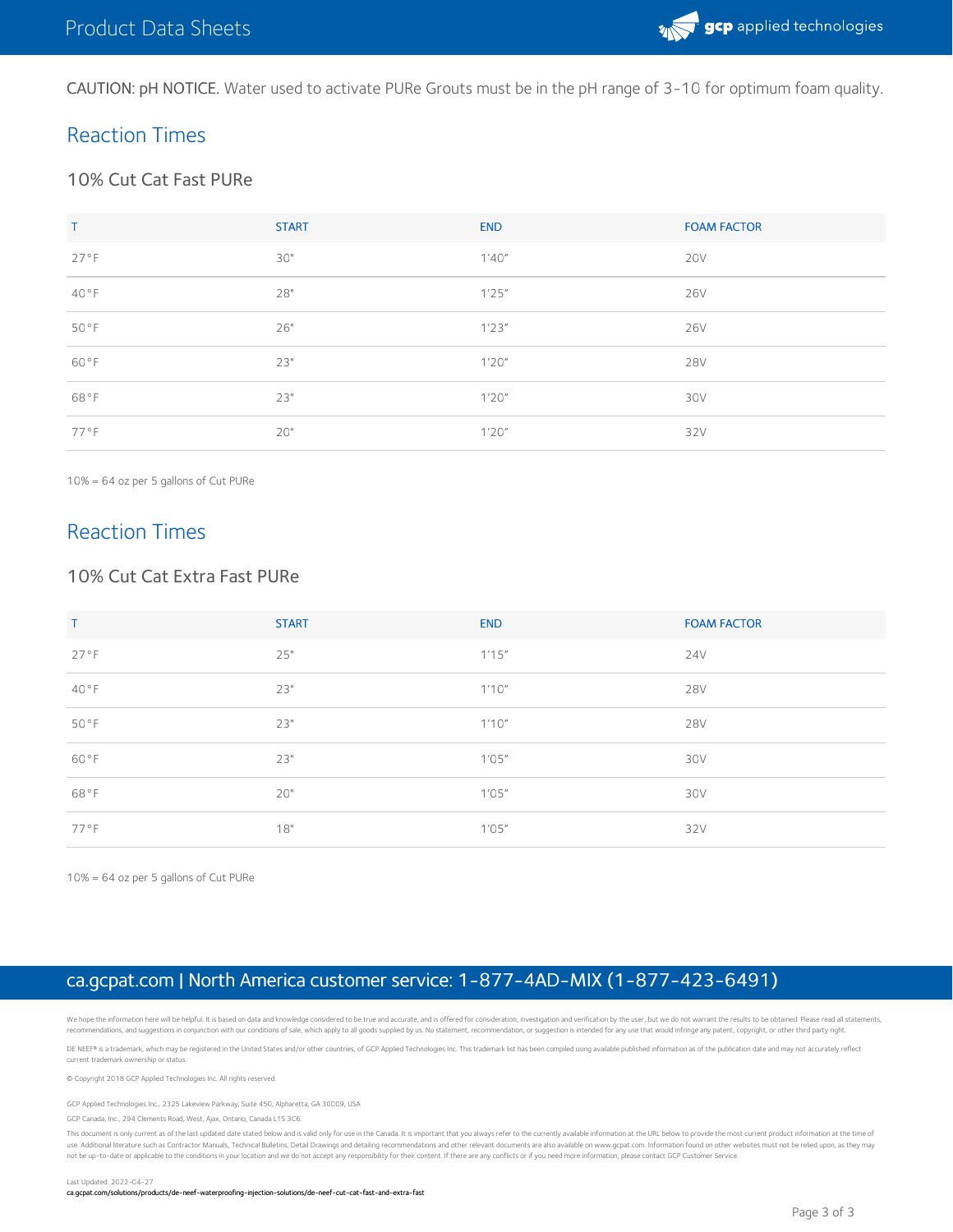CAUTION: pH NOTICE. Water used to activate PURe Grouts must be in the pH range of 3-10 for optimum foam quality.

## Reaction Times

### 10% Cut Cat Fast PURe

| T | START | END | FOAM FACTOR |
| --- | --- | --- | --- |
| 27°F | 30" | 1'40" | 20V |
| 40°F | 28" | 1'25" | 26V |
| 50°F | 26" | 1'23" | 26V |
| 60°F | 23" | 1'20" | 28V |
| 68°F | 23" | 1'20" | 30V |
| 77°F | 20" | 1'20" | 32V |

10% = 64 oz per 5 gallons of Cut PURe

## Reaction Times

### 10% Cut Cat Extra Fast PURe

| T | START | END | FOAM FACTOR |
| --- | --- | --- | --- |
| 27°F | 25" | 1'15" | 24V |
| 40°F | 23" | 1'10" | 28V |
| 50°F | 23" | 1'10" | 28V |
| 60°F | 23" | 1'05" | 30V |
| 68°F | 20" | 1'05" | 30V |
| 77°F | 18" | 1'05" | 32V |

10% = 64 oz per 5 gallons of Cut PURe

ca.gcpat.com | North America customer service: 1-877-4AD-MIX (1-877-423-6491)

We hope the information here will be helpful. It is based on data and knowledge considered to be true and accurate, and is offered for consideration, investigation and verification by the user, but we do not warrant the results to be obtained. Please read all statements, recommendations, and suggestions in conjunction with our conditions of sale, which apply to all goods supplied by us. No statement, recommendation, or suggestion is intended for any use that would infringe any patent, copyright, or other third party right.

DE NEEF® is a trademark, which may be registered in the United States and/or other countries, of GCP Applied Technologies Inc. This trademark list has been compiled using available published information as of the publication date and may not accurately reflect current trademark ownership or status.

© Copyright 2018 GCP Applied Technologies Inc. All rights reserved.

GCP Applied Technologies Inc., 2325 Lakeview Parkway, Suite 450, Alpharetta, GA 30009, USA

GCP Canada, Inc., 294 Clements Road, West, Ajax, Ontario, Canada L1S 3C6.

This document is only current as of the last updated date stated below and is valid only for use in the Canada. It is important that you always refer to the currently available information at the URL below to provide the most current product information at the time of use. Additional literature such as Contractor Manuals, Technical Bulletins, Detail Drawings and detailing recommendations and other relevant documents are also available on www.gcpat.com. Information found on other websites must not be relied upon, as they may not be up-to-date or applicable to the conditions in your location and we do not accept any responsibility for their content. If there are any conflicts or if you need more information, please contact GCP Customer Service.

Last Updated: 2022-04-27

ca.gcpat.com/solutions/products/de-neef-waterproofing-injection-solutions/de-neef-cut-cat-fast-and-extra-fast